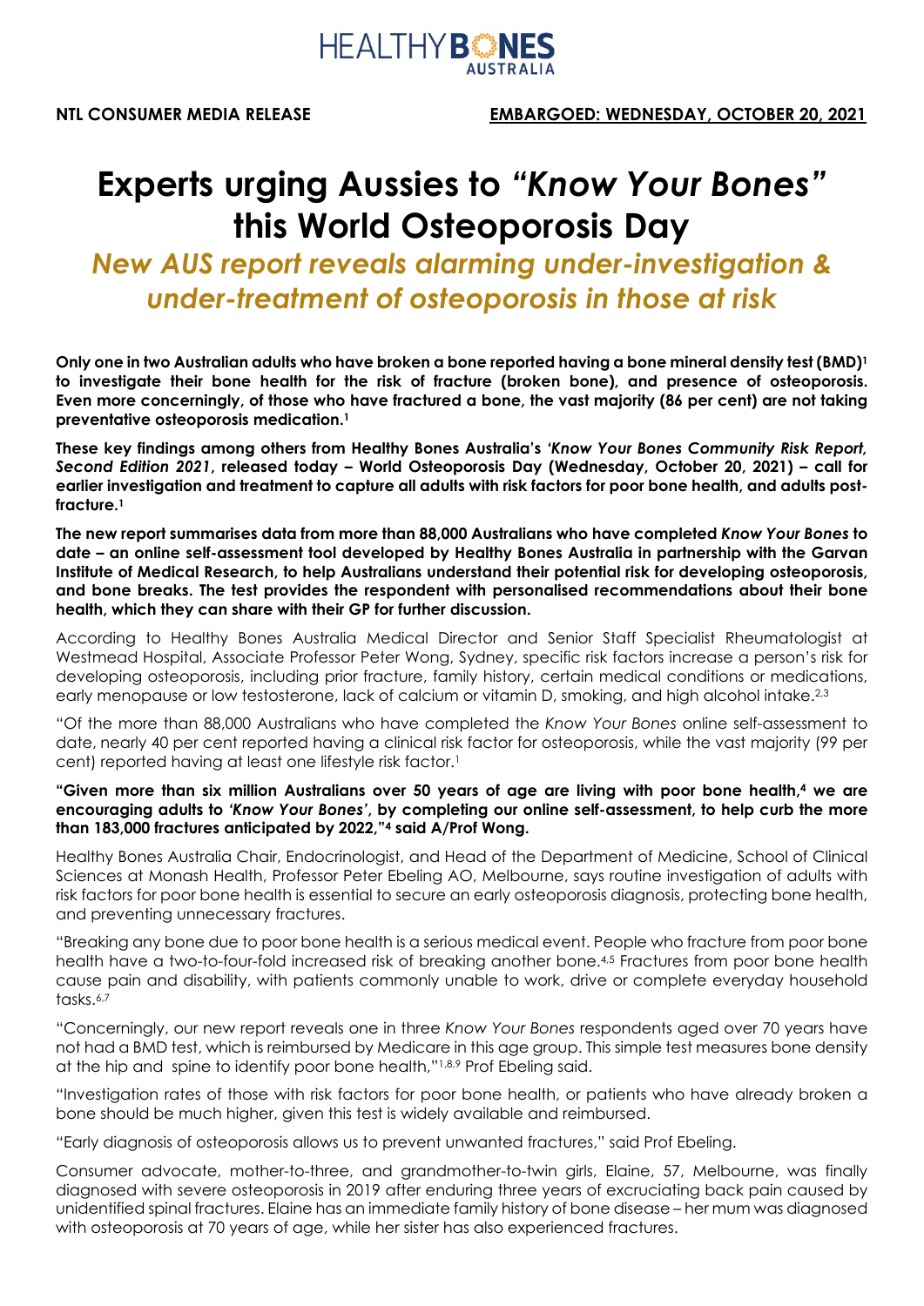HEALTHY BONES AUSTRALIA

**NTL CONSUMER MEDIA RELEASE** **EMBARGOED: WEDNESDAY, OCTOBER 20, 2021**

# Experts urging Aussies to *"Know Your Bones"* this World Osteoporosis Day

## *New AUS report reveals alarming under-investigation & under-treatment of osteoporosis in those at risk*

**Only one in two Australian adults who have broken a bone reported having a bone mineral density test (BMD)[1] to investigate their bone health for the risk of fracture (broken bone), and presence of osteoporosis. Even more concerningly, of those who have fractured a bone, the vast majority (86 per cent) are not taking preventative osteoporosis medication.[1]**

**These key findings among others from Healthy Bones Australia's *'Know Your Bones Community Risk Report, Second Edition 2021*, released today – World Osteoporosis Day (Wednesday, October 20, 2021) – call for earlier investigation and treatment to capture all adults with risk factors for poor bone health, and adults post-fracture.[1]**

**The new report summarises data from more than 88,000 Australians who have completed *Know Your Bones* to date – an online self-assessment tool developed by Healthy Bones Australia in partnership with the Garvan Institute of Medical Research, to help Australians understand their potential risk for developing osteoporosis, and bone breaks. The test provides the respondent with personalised recommendations about their bone health, which they can share with their GP for further discussion.**

According to Healthy Bones Australia Medical Director and Senior Staff Specialist Rheumatologist at Westmead Hospital, Associate Professor Peter Wong, Sydney, specific risk factors increase a person's risk for developing osteoporosis, including prior fracture, family history, certain medical conditions or medications, early menopause or low testosterone, lack of calcium or vitamin D, smoking, and high alcohol intake.[2,3]

"Of the more than 88,000 Australians who have completed the *Know Your Bones* online self-assessment to date, nearly 40 per cent reported having a clinical risk factor for osteoporosis, while the vast majority (99 per cent) reported having at least one lifestyle risk factor.[1]

**"Given more than six million Australians over 50 years of age are living with poor bone health,[4] we are encouraging adults to *'Know Your Bones'*, by completing our online self-assessment, to help curb the more than 183,000 fractures anticipated by 2022,"[4] said A/Prof Wong.**

Healthy Bones Australia Chair, Endocrinologist, and Head of the Department of Medicine, School of Clinical Sciences at Monash Health, Professor Peter Ebeling AO, Melbourne, says routine investigation of adults with risk factors for poor bone health is essential to secure an early osteoporosis diagnosis, protecting bone health, and preventing unnecessary fractures.

"Breaking any bone due to poor bone health is a serious medical event. People who fracture from poor bone health have a two-to-four-fold increased risk of breaking another bone.[4,5] Fractures from poor bone health cause pain and disability, with patients commonly unable to work, drive or complete everyday household tasks.[6,7]

"Concerningly, our new report reveals one in three *Know Your Bones* respondents aged over 70 years have not had a BMD test, which is reimbursed by Medicare in this age group. This simple test measures bone density at the hip and spine to identify poor bone health,"[1,8,9] Prof Ebeling said.

"Investigation rates of those with risk factors for poor bone health, or patients who have already broken a bone should be much higher, given this test is widely available and reimbursed.

"Early diagnosis of osteoporosis allows us to prevent unwanted fractures," said Prof Ebeling.

Consumer advocate, mother-to-three, and grandmother-to-twin girls, Elaine, 57, Melbourne, was finally diagnosed with severe osteoporosis in 2019 after enduring three years of excruciating back pain caused by unidentified spinal fractures. Elaine has an immediate family history of bone disease – her mum was diagnosed with osteoporosis at 70 years of age, while her sister has also experienced fractures.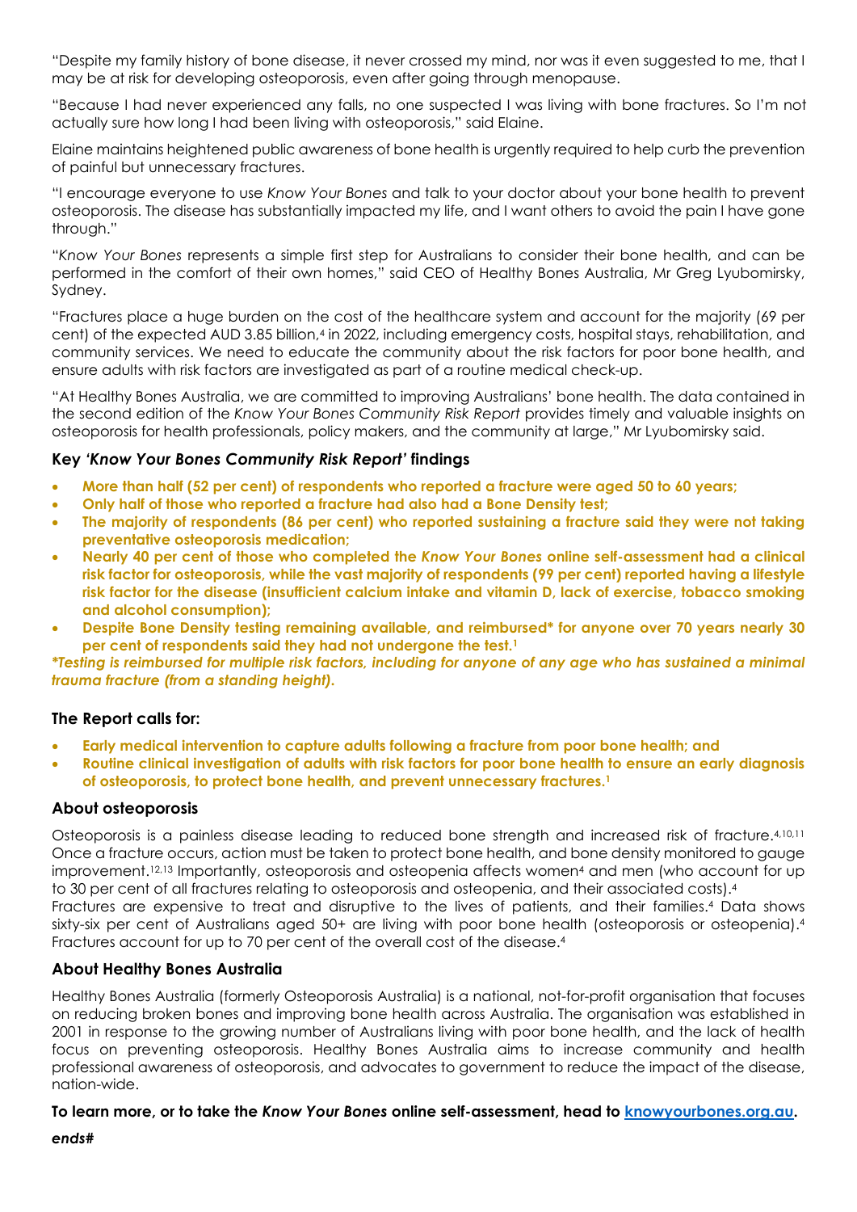"Despite my family history of bone disease, it never crossed my mind, nor was it even suggested to me, that I may be at risk for developing osteoporosis, even after going through menopause.

"Because I had never experienced any falls, no one suspected I was living with bone fractures. So I'm not actually sure how long I had been living with osteoporosis," said Elaine.

Elaine maintains heightened public awareness of bone health is urgently required to help curb the prevention of painful but unnecessary fractures.

"I encourage everyone to use *Know Your Bones* and talk to your doctor about your bone health to prevent osteoporosis. The disease has substantially impacted my life, and I want others to avoid the pain I have gone through."

"*Know Your Bones* represents a simple first step for Australians to consider their bone health, and can be performed in the comfort of their own homes," said CEO of Healthy Bones Australia, Mr Greg Lyubomirsky, Sydney.

"Fractures place a huge burden on the cost of the healthcare system and account for the majority (69 per cent) of the expected AUD 3.85 billion,[4] in 2022, including emergency costs, hospital stays, rehabilitation, and community services. We need to educate the community about the risk factors for poor bone health, and ensure adults with risk factors are investigated as part of a routine medical check-up.

"At Healthy Bones Australia, we are committed to improving Australians' bone health. The data contained in the second edition of the *Know Your Bones Community Risk Report* provides timely and valuable insights on osteoporosis for health professionals, policy makers, and the community at large," Mr Lyubomirsky said.

### Key *'Know Your Bones Community Risk Report'* findings

- **More than half (52 per cent) of respondents who reported a fracture were aged 50 to 60 years;**
- **Only half of those who reported a fracture had also had a Bone Density test;**
- **The majority of respondents (86 per cent) who reported sustaining a fracture said they were not taking preventative osteoporosis medication;**
- **Nearly 40 per cent of those who completed the *Know Your Bones* online self-assessment had a clinical risk factor for osteoporosis, while the vast majority of respondents (99 per cent) reported having a lifestyle risk factor for the disease (insufficient calcium intake and vitamin D, lack of exercise, tobacco smoking and alcohol consumption);**
- **Despite Bone Density testing remaining available, and reimbursed* for anyone over 70 years nearly 30 per cent of respondents said they had not undergone the test.[1]**

***Testing is reimbursed for multiple risk factors, including for anyone of any age who has sustained a minimal trauma fracture (from a standing height).***

### The Report calls for:

- **Early medical intervention to capture adults following a fracture from poor bone health; and**
- **Routine clinical investigation of adults with risk factors for poor bone health to ensure an early diagnosis of osteoporosis, to protect bone health, and prevent unnecessary fractures.[1]**

### About osteoporosis

Osteoporosis is a painless disease leading to reduced bone strength and increased risk of fracture.[4,10,11] Once a fracture occurs, action must be taken to protect bone health, and bone density monitored to gauge improvement.[12,13] Importantly, osteoporosis and osteopenia affects women[4] and men (who account for up to 30 per cent of all fractures relating to osteoporosis and osteopenia, and their associated costs).[4]
Fractures are expensive to treat and disruptive to the lives of patients, and their families.[4] Data shows sixty-six per cent of Australians aged 50+ are living with poor bone health (osteoporosis or osteopenia).[4] Fractures account for up to 70 per cent of the overall cost of the disease.[4]

### About Healthy Bones Australia

Healthy Bones Australia (formerly Osteoporosis Australia) is a national, not-for-profit organisation that focuses on reducing broken bones and improving bone health across Australia. The organisation was established in 2001 in response to the growing number of Australians living with poor bone health, and the lack of health focus on preventing osteoporosis. Healthy Bones Australia aims to increase community and health professional awareness of osteoporosis, and advocates to government to reduce the impact of the disease, nation-wide.

**To learn more, or to take the *Know Your Bones* online self-assessment, head to [knowyourbones.org.au](knowyourbones.org.au).**

***ends#***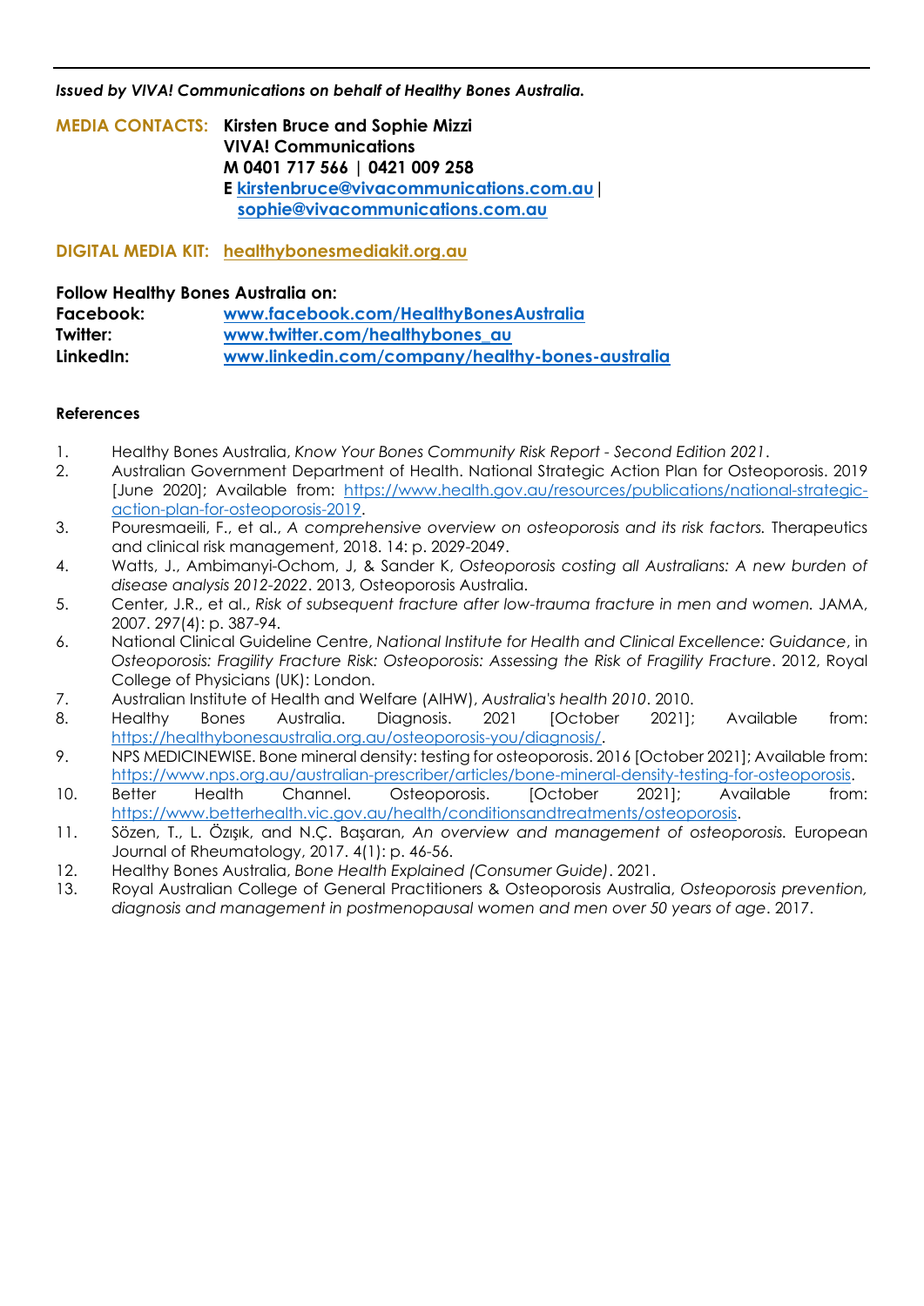---

***Issued by VIVA! Communications on behalf of Healthy Bones Australia.***

**MEDIA CONTACTS:** **Kirsten Bruce and Sophie Mizzi**
**VIVA! Communications**
**M 0401 717 566 | 0421 009 258**
**E [kirstenbruce@vivacommunications.com.au](mailto:kirstenbruce@vivacommunications.com.au) | [sophie@vivacommunications.com.au](mailto:sophie@vivacommunications.com.au)**

**DIGITAL MEDIA KIT:** **[healthybonesmediakit.org.au](https://healthybonesmediakit.org.au)**

**Follow Healthy Bones Australia on:**
**Facebook:** **[www.facebook.com/HealthyBonesAustralia](https://www.facebook.com/HealthyBonesAustralia)**
**Twitter:** **[www.twitter.com/healthybones_au](https://www.twitter.com/healthybones_au)**
**LinkedIn:** **[www.linkedin.com/company/healthy-bones-australia](https://www.linkedin.com/company/healthy-bones-australia)**

**References**

1. Healthy Bones Australia, *Know Your Bones Community Risk Report - Second Edition 2021*.
2. Australian Government Department of Health. National Strategic Action Plan for Osteoporosis. 2019 [June 2020]; Available from: [https://www.health.gov.au/resources/publications/national-strategic-action-plan-for-osteoporosis-2019](https://www.health.gov.au/resources/publications/national-strategic-action-plan-for-osteoporosis-2019).
3. Pouresmaeili, F., et al., *A comprehensive overview on osteoporosis and its risk factors.* Therapeutics and clinical risk management, 2018. 14: p. 2029-2049.
4. Watts, J., Ambimanyi-Ochom, J, & Sander K, *Osteoporosis costing all Australians: A new burden of disease analysis 2012-2022*. 2013, Osteoporosis Australia.
5. Center, J.R., et al., *Risk of subsequent fracture after low-trauma fracture in men and women.* JAMA, 2007. 297(4): p. 387-94.
6. National Clinical Guideline Centre, *National Institute for Health and Clinical Excellence: Guidance*, in *Osteoporosis: Fragility Fracture Risk: Osteoporosis: Assessing the Risk of Fragility Fracture*. 2012, Royal College of Physicians (UK): London.
7. Australian Institute of Health and Welfare (AIHW), *Australia's health 2010*. 2010.
8. Healthy Bones Australia. Diagnosis. 2021 [October 2021]; Available from: [https://healthybonesaustralia.org.au/osteoporosis-you/diagnosis/](https://healthybonesaustralia.org.au/osteoporosis-you/diagnosis/).
9. NPS MEDICINEWISE. Bone mineral density: testing for osteoporosis. 2016 [October 2021]; Available from: [https://www.nps.org.au/australian-prescriber/articles/bone-mineral-density-testing-for-osteoporosis](https://www.nps.org.au/australian-prescriber/articles/bone-mineral-density-testing-for-osteoporosis).
10. Better Health Channel. Osteoporosis. [October 2021]; Available from: [https://www.betterhealth.vic.gov.au/health/conditionsandtreatments/osteoporosis](https://www.betterhealth.vic.gov.au/health/conditionsandtreatments/osteoporosis).
11. Sözen, T., L. Özışık, and N.Ç. Başaran, *An overview and management of osteoporosis.* European Journal of Rheumatology, 2017. 4(1): p. 46-56.
12. Healthy Bones Australia, *Bone Health Explained (Consumer Guide)*. 2021.
13. Royal Australian College of General Practitioners & Osteoporosis Australia, *Osteoporosis prevention, diagnosis and management in postmenopausal women and men over 50 years of age*. 2017.